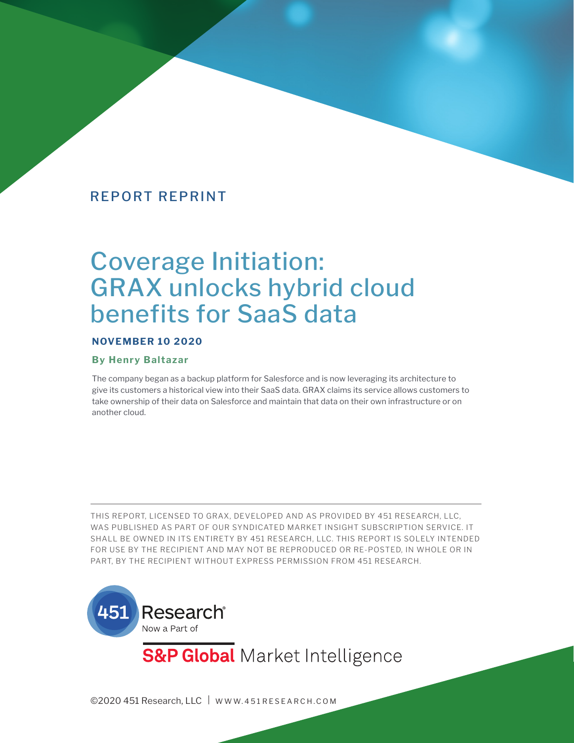REPORT REPRINT

# Coverage Initiation: GRAX unlocks hybrid cloud benefits for SaaS data

**NOVEMBER 10 2020**

**By Henry Baltazar**

The company began as a backup platform for Salesforce and is now leveraging its architecture to give its customers a historical view into their SaaS data. GRAX claims its service allows customers to take ownership of their data on Salesforce and maintain that data on their own infrastructure or on another cloud.

---

THIS REPORT, LICENSED TO GRAX, DEVELOPED AND AS PROVIDED BY 451 RESEARCH, LLC, WAS PUBLISHED AS PART OF OUR SYNDICATED MARKET INSIGHT SUBSCRIPTION SERVICE. IT SHALL BE OWNED IN ITS ENTIRETY BY 451 RESEARCH, LLC. THIS REPORT IS SOLELY INTENDED FOR USE BY THE RECIPIENT AND MAY NOT BE REPRODUCED OR RE-POSTED, IN WHOLE OR IN PART, BY THE RECIPIENT WITHOUT EXPRESS PERMISSION FROM 451 RESEARCH.

451 Research® Now a Part of S&P Global Market Intelligence

©2020 451 Research, LLC | WWW.451RESEARCH.COM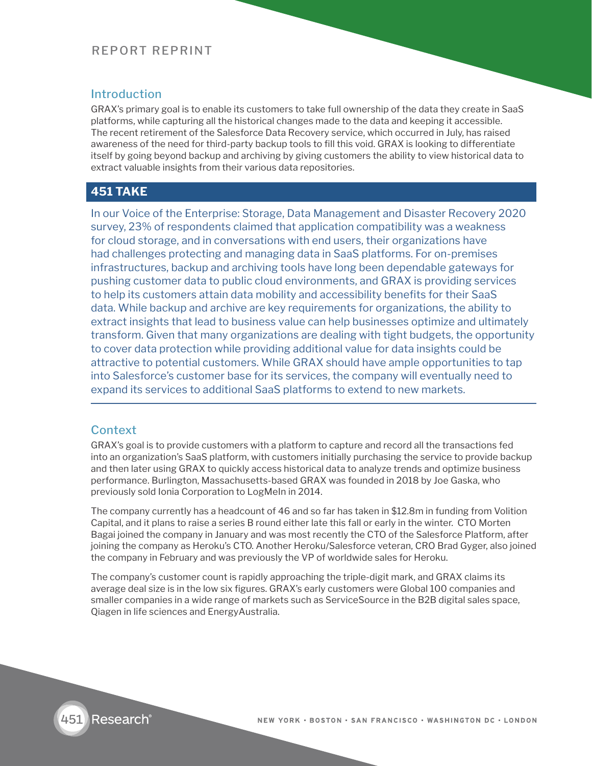## Introduction

GRAX's primary goal is to enable its customers to take full ownership of the data they create in SaaS platforms, while capturing all the historical changes made to the data and keeping it accessible. The recent retirement of the Salesforce Data Recovery service, which occurred in July, has raised awareness of the need for third-party backup tools to fill this void. GRAX is looking to differentiate itself by going beyond backup and archiving by giving customers the ability to view historical data to extract valuable insights from their various data repositories.

## 451 TAKE

In our Voice of the Enterprise: Storage, Data Management and Disaster Recovery 2020 survey, 23% of respondents claimed that application compatibility was a weakness for cloud storage, and in conversations with end users, their organizations have had challenges protecting and managing data in SaaS platforms. For on-premises infrastructures, backup and archiving tools have long been dependable gateways for pushing customer data to public cloud environments, and GRAX is providing services to help its customers attain data mobility and accessibility benefits for their SaaS data. While backup and archive are key requirements for organizations, the ability to extract insights that lead to business value can help businesses optimize and ultimately transform. Given that many organizations are dealing with tight budgets, the opportunity to cover data protection while providing additional value for data insights could be attractive to potential customers. While GRAX should have ample opportunities to tap into Salesforce's customer base for its services, the company will eventually need to expand its services to additional SaaS platforms to extend to new markets.

## Context

GRAX's goal is to provide customers with a platform to capture and record all the transactions fed into an organization's SaaS platform, with customers initially purchasing the service to provide backup and then later using GRAX to quickly access historical data to analyze trends and optimize business performance. Burlington, Massachusetts-based GRAX was founded in 2018 by Joe Gaska, who previously sold Ionia Corporation to LogMeIn in 2014.

The company currently has a headcount of 46 and so far has taken in $12.8m in funding from Volition Capital, and it plans to raise a series B round either late this fall or early in the winter. CTO Morten Bagai joined the company in January and was most recently the CTO of the Salesforce Platform, after joining the company as Heroku's CTO. Another Heroku/Salesforce veteran, CRO Brad Gyger, also joined the company in February and was previously the VP of worldwide sales for Heroku.

The company's customer count is rapidly approaching the triple-digit mark, and GRAX claims its average deal size is in the low six figures. GRAX's early customers were Global 100 companies and smaller companies in a wide range of markets such as ServiceSource in the B2B digital sales space, Qiagen in life sciences and EnergyAustralia.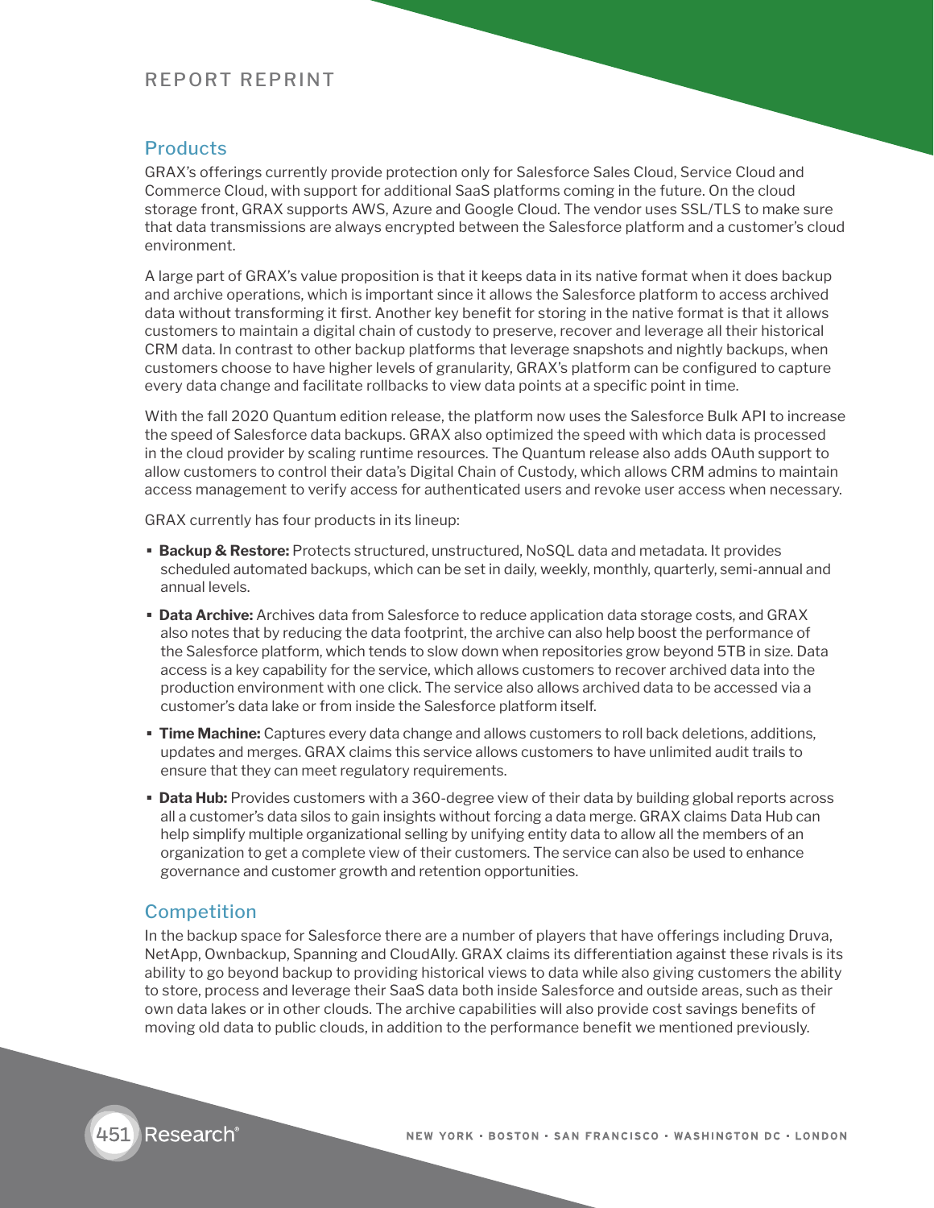## Products

GRAX's offerings currently provide protection only for Salesforce Sales Cloud, Service Cloud and Commerce Cloud, with support for additional SaaS platforms coming in the future. On the cloud storage front, GRAX supports AWS, Azure and Google Cloud. The vendor uses SSL/TLS to make sure that data transmissions are always encrypted between the Salesforce platform and a customer's cloud environment.

A large part of GRAX's value proposition is that it keeps data in its native format when it does backup and archive operations, which is important since it allows the Salesforce platform to access archived data without transforming it first. Another key benefit for storing in the native format is that it allows customers to maintain a digital chain of custody to preserve, recover and leverage all their historical CRM data. In contrast to other backup platforms that leverage snapshots and nightly backups, when customers choose to have higher levels of granularity, GRAX's platform can be configured to capture every data change and facilitate rollbacks to view data points at a specific point in time.

With the fall 2020 Quantum edition release, the platform now uses the Salesforce Bulk API to increase the speed of Salesforce data backups. GRAX also optimized the speed with which data is processed in the cloud provider by scaling runtime resources. The Quantum release also adds OAuth support to allow customers to control their data's Digital Chain of Custody, which allows CRM admins to maintain access management to verify access for authenticated users and revoke user access when necessary.

GRAX currently has four products in its lineup:

- **Backup & Restore:** Protects structured, unstructured, NoSQL data and metadata. It provides scheduled automated backups, which can be set in daily, weekly, monthly, quarterly, semi-annual and annual levels.
- **Data Archive:** Archives data from Salesforce to reduce application data storage costs, and GRAX also notes that by reducing the data footprint, the archive can also help boost the performance of the Salesforce platform, which tends to slow down when repositories grow beyond 5TB in size. Data access is a key capability for the service, which allows customers to recover archived data into the production environment with one click. The service also allows archived data to be accessed via a customer's data lake or from inside the Salesforce platform itself.
- **Time Machine:** Captures every data change and allows customers to roll back deletions, additions, updates and merges. GRAX claims this service allows customers to have unlimited audit trails to ensure that they can meet regulatory requirements.
- **Data Hub:** Provides customers with a 360-degree view of their data by building global reports across all a customer's data silos to gain insights without forcing a data merge. GRAX claims Data Hub can help simplify multiple organizational selling by unifying entity data to allow all the members of an organization to get a complete view of their customers. The service can also be used to enhance governance and customer growth and retention opportunities.

## Competition

In the backup space for Salesforce there are a number of players that have offerings including Druva, NetApp, Ownbackup, Spanning and CloudAlly. GRAX claims its differentiation against these rivals is its ability to go beyond backup to providing historical views to data while also giving customers the ability to store, process and leverage their SaaS data both inside Salesforce and outside areas, such as their own data lakes or in other clouds. The archive capabilities will also provide cost savings benefits of moving old data to public clouds, in addition to the performance benefit we mentioned previously.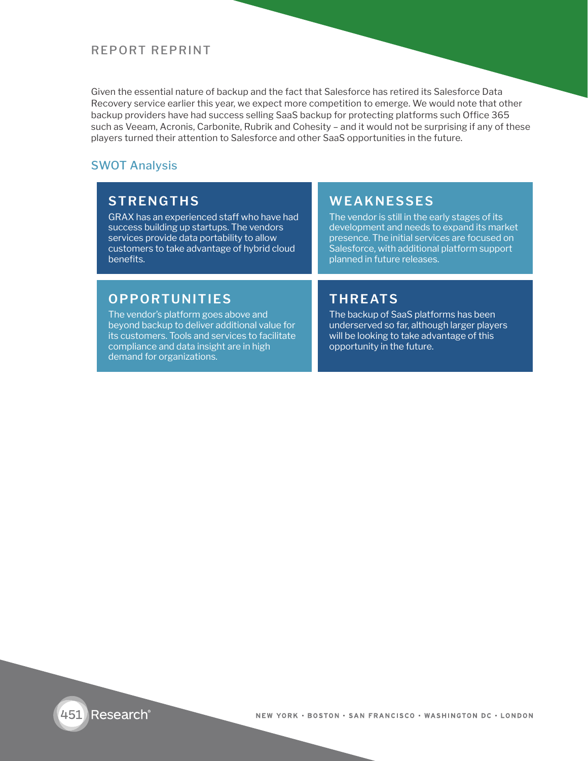Given the essential nature of backup and the fact that Salesforce has retired its Salesforce Data Recovery service earlier this year, we expect more competition to emerge. We would note that other backup providers have had success selling SaaS backup for protecting platforms such Office 365 such as Veeam, Acronis, Carbonite, Rubrik and Cohesity – and it would not be surprising if any of these players turned their attention to Salesforce and other SaaS opportunities in the future.

## SWOT Analysis

### STRENGTHS

GRAX has an experienced staff who have had success building up startups. The vendors services provide data portability to allow customers to take advantage of hybrid cloud benefits.

### WEAKNESSES

The vendor is still in the early stages of its development and needs to expand its market presence. The initial services are focused on Salesforce, with additional platform support planned in future releases.

### OPPORTUNITIES

The vendor's platform goes above and beyond backup to deliver additional value for its customers. Tools and services to facilitate compliance and data insight are in high demand for organizations.

### THREATS

The backup of SaaS platforms has been underserved so far, although larger players will be looking to take advantage of this opportunity in the future.